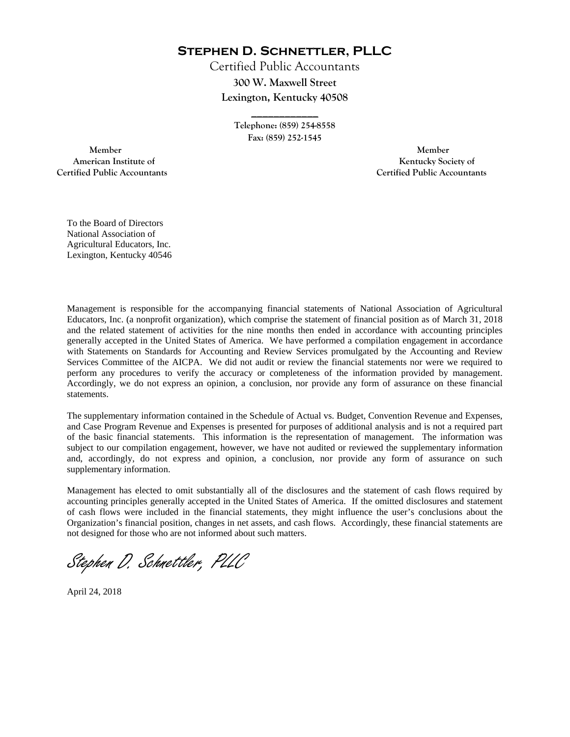# Stephen D. Schnettler, PLLC

Certified Public Accountants

**300 W. Maxwell Street**

**Lexington, Kentucky 40508**

**Telephone: (859) 254-8558**

**Fax: (859) 252-1545**

**Member**
**American Institute of**
**Certified Public Accountants**

**Member**
**Kentucky Society of**
**Certified Public Accountants**

To the Board of Directors
National Association of
Agricultural Educators, Inc.
Lexington, Kentucky 40546

Management is responsible for the accompanying financial statements of National Association of Agricultural Educators, Inc. (a nonprofit organization), which comprise the statement of financial position as of March 31, 2018 and the related statement of activities for the nine months then ended in accordance with accounting principles generally accepted in the United States of America. We have performed a compilation engagement in accordance with Statements on Standards for Accounting and Review Services promulgated by the Accounting and Review Services Committee of the AICPA. We did not audit or review the financial statements nor were we required to perform any procedures to verify the accuracy or completeness of the information provided by management. Accordingly, we do not express an opinion, a conclusion, nor provide any form of assurance on these financial statements.

The supplementary information contained in the Schedule of Actual vs. Budget, Convention Revenue and Expenses, and Case Program Revenue and Expenses is presented for purposes of additional analysis and is not a required part of the basic financial statements. This information is the representation of management. The information was subject to our compilation engagement, however, we have not audited or reviewed the supplementary information and, accordingly, do not express and opinion, a conclusion, nor provide any form of assurance on such supplementary information.

Management has elected to omit substantially all of the disclosures and the statement of cash flows required by accounting principles generally accepted in the United States of America. If the omitted disclosures and statement of cash flows were included in the financial statements, they might influence the user's conclusions about the Organization's financial position, changes in net assets, and cash flows. Accordingly, these financial statements are not designed for those who are not informed about such matters.

*Stephen D. Schnettler, PLLC*

April 24, 2018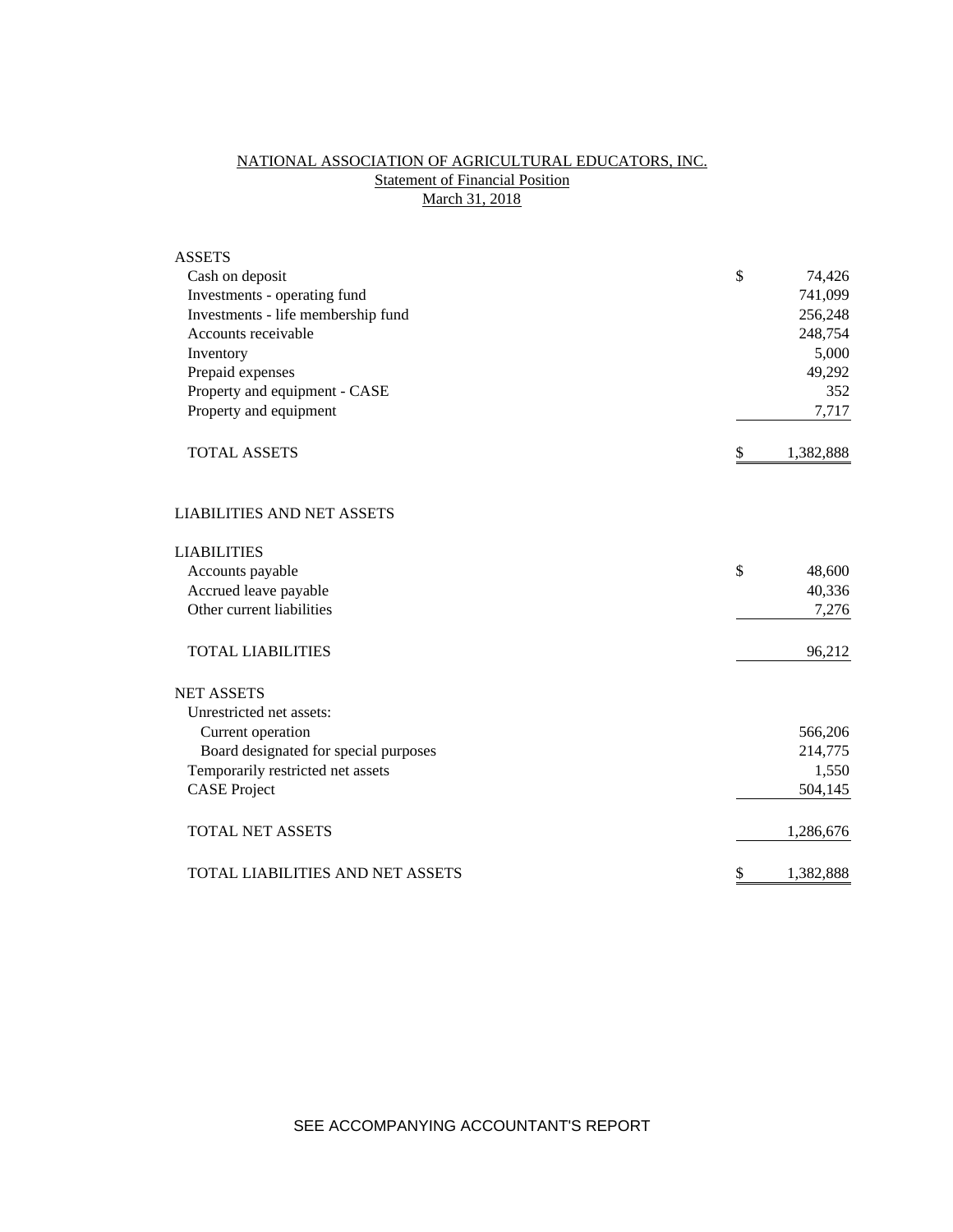# NATIONAL ASSOCIATION OF AGRICULTURAL EDUCATORS, INC.

## Statement of Financial Position

### March 31, 2018

| | | |
|---|---|---|
| **ASSETS** | | |
| Cash on deposit | $ | 74,426 |
| Investments - operating fund | | 741,099 |
| Investments - life membership fund | | 256,248 |
| Accounts receivable | | 248,754 |
| Inventory | | 5,000 |
| Prepaid expenses | | 49,292 |
| Property and equipment - CASE | | 352 |
| Property and equipment | | 7,717 |
| TOTAL ASSETS | $ | 1,382,888 |
| | | |
| **LIABILITIES AND NET ASSETS** | | |
| | | |
| **LIABILITIES** | | |
| Accounts payable | $ | 48,600 |
| Accrued leave payable | | 40,336 |
| Other current liabilities | | 7,276 |
| TOTAL LIABILITIES | | 96,212 |
| | | |
| **NET ASSETS** | | |
| Unrestricted net assets: | | |
| Current operation | | 566,206 |
| Board designated for special purposes | | 214,775 |
| Temporarily restricted net assets | | 1,550 |
| CASE Project | | 504,145 |
| TOTAL NET ASSETS | | 1,286,676 |
| TOTAL LIABILITIES AND NET ASSETS | $ | 1,382,888 |

SEE ACCOMPANYING ACCOUNTANT'S REPORT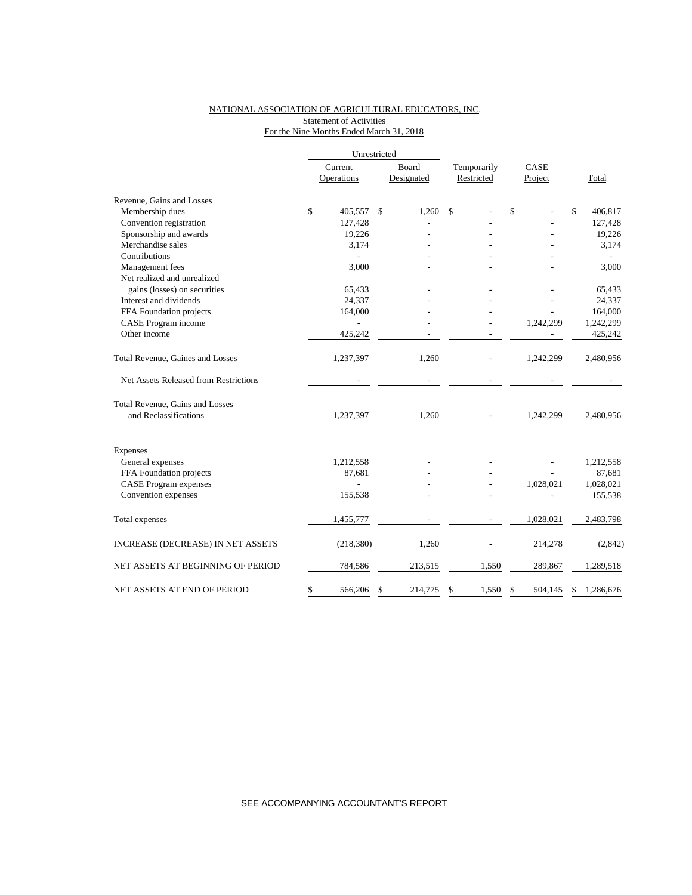NATIONAL ASSOCIATION OF AGRICULTURAL EDUCATORS, INC.
Statement of Activities
For the Nine Months Ended March 31, 2018

| | Unrestricted | | | | | |
|---|---|---|---|---|---|---|
| | Current Operations | Board Designated | Temporarily Restricted | CASE Project | Total |
| Revenue, Gains and Losses | | | | | |
| Membership dues | $ 405,557 | $ 1,260 | $ - | $ - | $ 406,817 |
| Convention registration | 127,428 | - | - | - | 127,428 |
| Sponsorship and awards | 19,226 | - | - | - | 19,226 |
| Merchandise sales | 3,174 | - | - | - | 3,174 |
| Contributions | - | - | - | - | - |
| Management fees | 3,000 | - | - | - | 3,000 |
| Net realized and unrealized gains (losses) on securities | 65,433 | - | - | - | 65,433 |
| Interest and dividends | 24,337 | - | - | - | 24,337 |
| FFA Foundation projects | 164,000 | - | - | - | 164,000 |
| CASE Program income | - | - | - | 1,242,299 | 1,242,299 |
| Other income | 425,242 | - | - | - | 425,242 |
| Total Revenue, Gaines and Losses | 1,237,397 | 1,260 | - | 1,242,299 | 2,480,956 |
| Net Assets Released from Restrictions | - | - | - | - | - |
| Total Revenue, Gains and Losses and Reclassifications | 1,237,397 | 1,260 | - | 1,242,299 | 2,480,956 |
| Expenses | | | | | |
| General expenses | 1,212,558 | - | - | - | 1,212,558 |
| FFA Foundation projects | 87,681 | - | - | - | 87,681 |
| CASE Program expenses | - | - | - | 1,028,021 | 1,028,021 |
| Convention expenses | 155,538 | - | - | - | 155,538 |
| Total expenses | 1,455,777 | - | - | 1,028,021 | 2,483,798 |
| INCREASE (DECREASE) IN NET ASSETS | (218,380) | 1,260 | - | 214,278 | (2,842) |
| NET ASSETS AT BEGINNING OF PERIOD | 784,586 | 213,515 | 1,550 | 289,867 | 1,289,518 |
| NET ASSETS AT END OF PERIOD | $ 566,206 | $ 214,775 | $ 1,550 | $ 504,145 | $ 1,286,676 |

SEE ACCOMPANYING ACCOUNTANT'S REPORT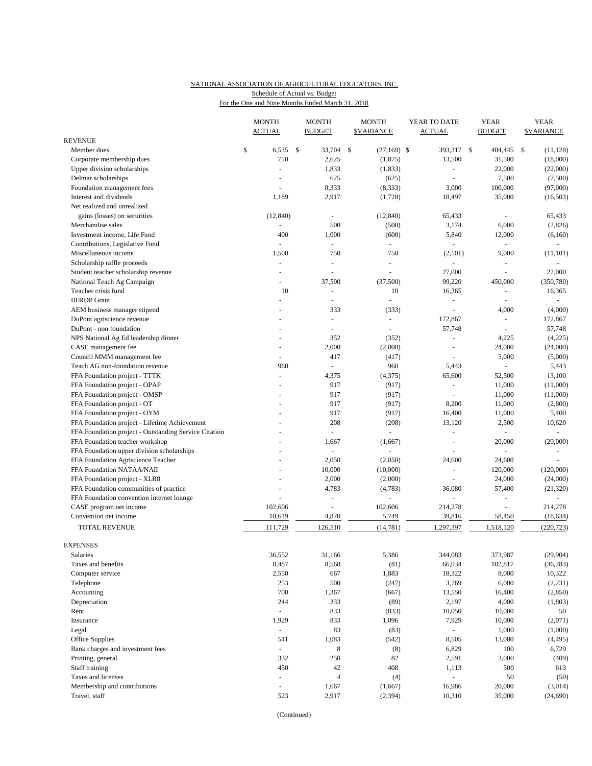NATIONAL ASSOCIATION OF AGRICULTURAL EDUCATORS, INC.
Schedule of Actual vs. Budget
For the One and Nine Months Ended March 31, 2018

| | MONTH ACTUAL | MONTH BUDGET | MONTH $VARIANCE | YEAR TO DATE ACTUAL | YEAR BUDGET | YEAR $VARIANCE |
|---|---|---|---|---|---|---|
| REVENUE | | | | | | |
| Member dues | $ 6,535 | $ 33,704 | $ (27,169) | $ 393,317 | $ 404,445 | $ (11,128) |
| Corporate membership dues | 750 | 2,625 | (1,875) | 13,500 | 31,500 | (18,000) |
| Upper division scholarships | - | 1,833 | (1,833) | - | 22,000 | (22,000) |
| Delmar scholarships | - | 625 | (625) | - | 7,500 | (7,500) |
| Foundation management fees | - | 8,333 | (8,333) | 3,000 | 100,000 | (97,000) |
| Interest and dividends | 1,189 | 2,917 | (1,728) | 18,497 | 35,000 | (16,503) |
| Net realized and unrealized gains (losses) on securities | (12,840) | - | (12,840) | 65,433 | - | 65,433 |
| Merchandise sales | - | 500 | (500) | 3,174 | 6,000 | (2,826) |
| Investment income, Life Fund | 400 | 1,000 | (600) | 5,840 | 12,000 | (6,160) |
| Contributions, Legislative Fund | - | - | - | - | - | - |
| Miscellaneous income | 1,500 | 750 | 750 | (2,101) | 9,000 | (11,101) |
| Scholarship raffle proceeds | - | - | - | - | - | - |
| Student teacher scholarship revenue | - | - | - | 27,000 | - | 27,000 |
| National Teach Ag Campaign | - | 37,500 | (37,500) | 99,220 | 450,000 | (350,780) |
| Teacher crisis fund | 10 | - | 10 | 16,365 | - | 16,365 |
| BFRDP Grant | - | - | - | - | - | - |
| AEM business manager stipend | - | 333 | (333) | - | 4,000 | (4,000) |
| DuPont agriscience revenue | - | - | - | 172,867 | - | 172,867 |
| DuPont - non foundation | - | - | - | 57,748 | - | 57,748 |
| NPS National Ag Ed leadership dinner | - | 352 | (352) | - | 4,225 | (4,225) |
| CASE management fee | - | 2,000 | (2,000) | - | 24,000 | (24,000) |
| Council MMM management fee | - | 417 | (417) | - | 5,000 | (5,000) |
| Teach AG non-foundation revenue | 960 | - | 960 | 5,443 | - | 5,443 |
| FFA Foundation project - TTTK | - | 4,375 | (4,375) | 65,600 | 52,500 | 13,100 |
| FFA Foundation project - OPAP | - | 917 | (917) | - | 11,000 | (11,000) |
| FFA Foundation project - OMSP | - | 917 | (917) | - | 11,000 | (11,000) |
| FFA Foundation project - OT | - | 917 | (917) | 8,200 | 11,000 | (2,800) |
| FFA Foundation project - OYM | - | 917 | (917) | 16,400 | 11,000 | 5,400 |
| FFA Foundation project - Lifetime Achievement | - | 208 | (208) | 13,120 | 2,500 | 10,620 |
| FFA Foundation project - Outstanding Service Citation | - | - | - | - | - | - |
| FFA Foundation teacher workshop | - | 1,667 | (1,667) | - | 20,000 | (20,000) |
| FFA Foundation upper division scholarships | - | - | - | - | - | - |
| FFA Foundation Agriscience Teacher | - | 2,050 | (2,050) | 24,600 | 24,600 | - |
| FFA Foundation NATAA/NAII | - | 10,000 | (10,000) | - | 120,000 | (120,000) |
| FFA Foundation project - XLR8 | - | 2,000 | (2,000) | - | 24,000 | (24,000) |
| FFA Foundation communities of practice | - | 4,783 | (4,783) | 36,080 | 57,400 | (21,320) |
| FFA Foundation convention internet lounge | - | - | - | - | - | - |
| CASE program net income | 102,606 | - | 102,606 | 214,278 | - | 214,278 |
| Convention net income | 10,619 | 4,870 | 5,749 | 39,816 | 58,450 | (18,634) |
| TOTAL REVENUE | 111,729 | 126,510 | (14,781) | 1,297,397 | 1,518,120 | (220,723) |
| EXPENSES | | | | | | |
| Salaries | 36,552 | 31,166 | 5,386 | 344,083 | 373,987 | (29,904) |
| Taxes and benefits | 8,487 | 8,568 | (81) | 66,034 | 102,817 | (36,783) |
| Computer service | 2,550 | 667 | 1,883 | 18,322 | 8,000 | 10,322 |
| Telephone | 253 | 500 | (247) | 3,769 | 6,000 | (2,231) |
| Accounting | 700 | 1,367 | (667) | 13,550 | 16,400 | (2,850) |
| Depreciation | 244 | 333 | (89) | 2,197 | 4,000 | (1,803) |
| Rent | - | 833 | (833) | 10,050 | 10,000 | 50 |
| Insurance | 1,929 | 833 | 1,096 | 7,929 | 10,000 | (2,071) |
| Legal | - | 83 | (83) | - | 1,000 | (1,000) |
| Office Supplies | 541 | 1,083 | (542) | 8,505 | 13,000 | (4,495) |
| Bank charges and investment fees | - | 8 | (8) | 6,829 | 100 | 6,729 |
| Printing, general | 332 | 250 | 82 | 2,591 | 3,000 | (409) |
| Staff training | 450 | 42 | 408 | 1,113 | 500 | 613 |
| Taxes and licenses | - | 4 | (4) | - | 50 | (50) |
| Membership and contributions | - | 1,667 | (1,667) | 16,986 | 20,000 | (3,014) |
| Travel, staff | 523 | 2,917 | (2,394) | 10,310 | 35,000 | (24,690) |

(Continued)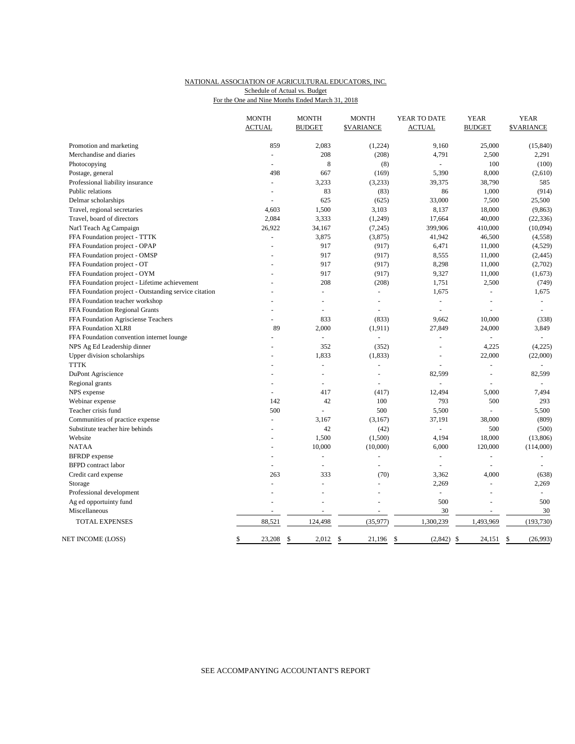NATIONAL ASSOCIATION OF AGRICULTURAL EDUCATORS, INC.
Schedule of Actual vs. Budget
For the One and Nine Months Ended March 31, 2018

| | MONTH ACTUAL | MONTH BUDGET | MONTH $VARIANCE | YEAR TO DATE ACTUAL | YEAR BUDGET | YEAR $VARIANCE |
|---|---|---|---|---|---|---|
| Promotion and marketing | 859 | 2,083 | (1,224) | 9,160 | 25,000 | (15,840) |
| Merchandise and diaries | - | 208 | (208) | 4,791 | 2,500 | 2,291 |
| Photocopying | - | 8 | (8) | - | 100 | (100) |
| Postage, general | 498 | 667 | (169) | 5,390 | 8,000 | (2,610) |
| Professional liability insurance | - | 3,233 | (3,233) | 39,375 | 38,790 | 585 |
| Public relations | - | 83 | (83) | 86 | 1,000 | (914) |
| Delmar scholarships | - | 625 | (625) | 33,000 | 7,500 | 25,500 |
| Travel, regional secretaries | 4,603 | 1,500 | 3,103 | 8,137 | 18,000 | (9,863) |
| Travel, board of directors | 2,084 | 3,333 | (1,249) | 17,664 | 40,000 | (22,336) |
| Nat'l Teach Ag Campaign | 26,922 | 34,167 | (7,245) | 399,906 | 410,000 | (10,094) |
| FFA Foundation project - TTTK | - | 3,875 | (3,875) | 41,942 | 46,500 | (4,558) |
| FFA Foundation project - OPAP | - | 917 | (917) | 6,471 | 11,000 | (4,529) |
| FFA Foundation project - OMSP | - | 917 | (917) | 8,555 | 11,000 | (2,445) |
| FFA Foundation project - OT | - | 917 | (917) | 8,298 | 11,000 | (2,702) |
| FFA Foundation project - OYM | - | 917 | (917) | 9,327 | 11,000 | (1,673) |
| FFA Foundation project - Lifetime achievement | - | 208 | (208) | 1,751 | 2,500 | (749) |
| FFA Foundation project - Outstanding service citation | - | - | - | 1,675 | - | 1,675 |
| FFA Foundation teacher workshop | - | - | - | - | - | - |
| FFA Foundation Regional Grants | - | - | - | - | - | - |
| FFA Foundation Agrisciense Teachers | - | 833 | (833) | 9,662 | 10,000 | (338) |
| FFA Foundation XLR8 | 89 | 2,000 | (1,911) | 27,849 | 24,000 | 3,849 |
| FFA Foundation convention internet lounge | - | - | - | - | - | - |
| NPS Ag Ed Leadership dinner | - | 352 | (352) | - | 4,225 | (4,225) |
| Upper division scholarships | - | 1,833 | (1,833) | - | 22,000 | (22,000) |
| TTTK | - | - | - | - | - | - |
| DuPont Agriscience | - | - | - | 82,599 | - | 82,599 |
| Regional grants | - | - | - | - | - | - |
| NPS expense | - | 417 | (417) | 12,494 | 5,000 | 7,494 |
| Webinar expense | 142 | 42 | 100 | 793 | 500 | 293 |
| Teacher crisis fund | 500 | - | 500 | 5,500 | - | 5,500 |
| Communities of practice expense | - | 3,167 | (3,167) | 37,191 | 38,000 | (809) |
| Substitute teacher hire behinds | - | 42 | (42) | - | 500 | (500) |
| Website | - | 1,500 | (1,500) | 4,194 | 18,000 | (13,806) |
| NATAA | - | 10,000 | (10,000) | 6,000 | 120,000 | (114,000) |
| BFRDP expense | - | - | - | - | - | - |
| BFPD contract labor | - | - | - | - | - | - |
| Credit card expense | 263 | 333 | (70) | 3,362 | 4,000 | (638) |
| Storage | - | - | - | 2,269 | - | 2,269 |
| Professional development | - | - | - | - | - | - |
| Ag ed opportuinty fund | - | - | - | 500 | - | 500 |
| Miscellaneous | - | - | - | 30 | - | 30 |
| TOTAL EXPENSES | 88,521 | 124,498 | (35,977) | 1,300,239 | 1,493,969 | (193,730) |
| NET INCOME (LOSS) | $ 23,208 | $ 2,012 | $ 21,196 | $ (2,842) | $ 24,151 | $ (26,993) |

SEE ACCOMPANYING ACCOUNTANT'S REPORT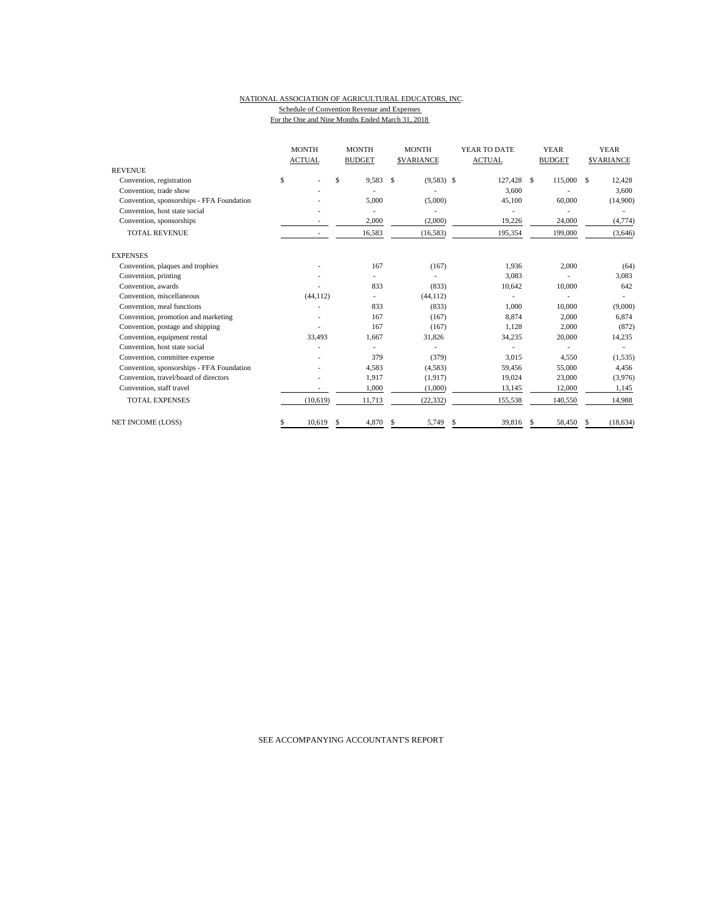NATIONAL ASSOCIATION OF AGRICULTURAL EDUCATORS, INC.
Schedule of Convention Revenue and Expenses
For the One and Nine Months Ended March 31, 2018

| | MONTH ACTUAL | MONTH BUDGET | MONTH $VARIANCE | YEAR TO DATE ACTUAL | YEAR BUDGET | YEAR $VARIANCE |
|---|---|---|---|---|---|---|
| REVENUE | | | | | | |
| Convention, registration | $ - | $ 9,583 | $ (9,583) | $ 127,428 | $ 115,000 | $ 12,428 |
| Convention, trade show | - | - | - | 3,600 | - | 3,600 |
| Convention, sponsorships - FFA Foundation | - | 5,000 | (5,000) | 45,100 | 60,000 | (14,900) |
| Convention, host state social | - | - | - | - | - | - |
| Convention, sponsorships | - | 2,000 | (2,000) | 19,226 | 24,000 | (4,774) |
| TOTAL REVENUE | - | 16,583 | (16,583) | 195,354 | 199,000 | (3,646) |
| EXPENSES | | | | | | |
| Convention, plaques and trophies | - | 167 | (167) | 1,936 | 2,000 | (64) |
| Convention, printing | - | - | - | 3,083 | - | 3,083 |
| Convention, awards | - | 833 | (833) | 10,642 | 10,000 | 642 |
| Convention, miscellaneous | (44,112) | - | (44,112) | - | - | - |
| Convention, meal functions | - | 833 | (833) | 1,000 | 10,000 | (9,000) |
| Convention, promotion and marketing | - | 167 | (167) | 8,874 | 2,000 | 6,874 |
| Convention, postage and shipping | - | 167 | (167) | 1,128 | 2,000 | (872) |
| Convention, equipment rental | 33,493 | 1,667 | 31,826 | 34,235 | 20,000 | 14,235 |
| Convention, host state social | - | - | - | - | - | - |
| Convention, committee expense | - | 379 | (379) | 3,015 | 4,550 | (1,535) |
| Convention, sponsorships - FFA Foundation | - | 4,583 | (4,583) | 59,456 | 55,000 | 4,456 |
| Convention, travel/board of directors | - | 1,917 | (1,917) | 19,024 | 23,000 | (3,976) |
| Convention, staff travel | - | 1,000 | (1,000) | 13,145 | 12,000 | 1,145 |
| TOTAL EXPENSES | (10,619) | 11,713 | (22,332) | 155,538 | 140,550 | 14,988 |
| NET INCOME (LOSS) | $ 10,619 | $ 4,870 | $ 5,749 | $ 39,816 | $ 58,450 | $ (18,634) |

SEE ACCOMPANYING ACCOUNTANT'S REPORT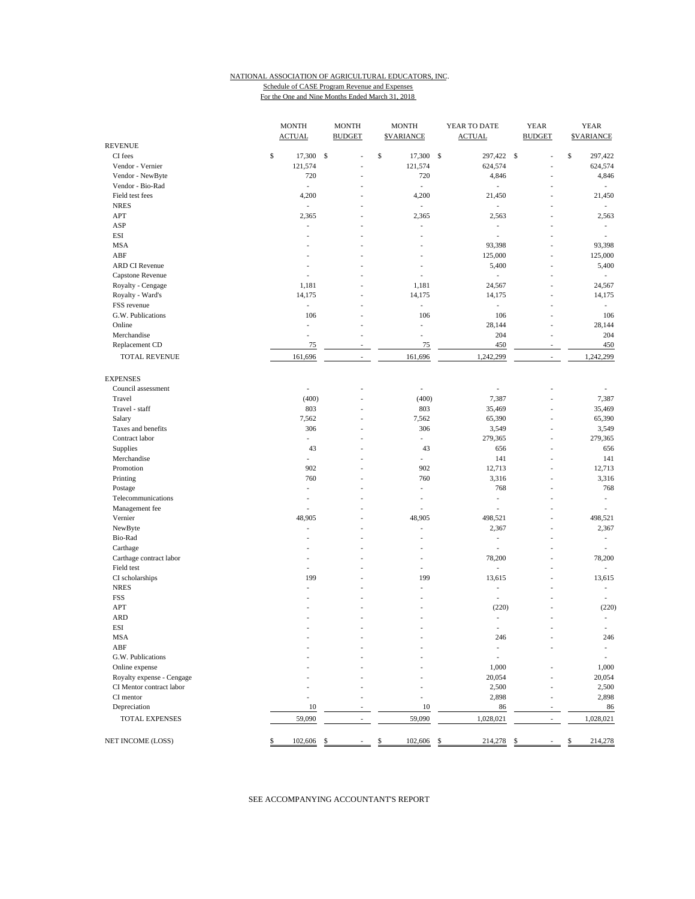NATIONAL ASSOCIATION OF AGRICULTURAL EDUCATORS, INC.

Schedule of CASE Program Revenue and Expenses

For the One and Nine Months Ended March 31, 2018

| | MONTH ACTUAL | MONTH BUDGET | MONTH $VARIANCE | YEAR TO DATE ACTUAL | YEAR BUDGET | YEAR $VARIANCE |
|---|---|---|---|---|---|---|
| REVENUE | | | | | | |
| CI fees | $ 17,300 | $ - | $ 17,300 | $ 297,422 | $ - | $ 297,422 |
| Vendor - Vernier | 121,574 | - | 121,574 | 624,574 | - | 624,574 |
| Vendor - NewByte | 720 | - | 720 | 4,846 | - | 4,846 |
| Vendor - Bio-Rad | - | - | - | - | - | - |
| Field test fees | 4,200 | - | 4,200 | 21,450 | - | 21,450 |
| NRES | - | - | - | - | - | - |
| APT | 2,365 | - | 2,365 | 2,563 | - | 2,563 |
| ASP | - | - | - | - | - | - |
| ESI | - | - | - | - | - | - |
| MSA | - | - | - | 93,398 | - | 93,398 |
| ABF | - | - | - | 125,000 | - | 125,000 |
| ARD CI Revenue | - | - | - | 5,400 | - | 5,400 |
| Capstone Revenue | - | - | - | - | - | - |
| Royalty - Cengage | 1,181 | - | 1,181 | 24,567 | - | 24,567 |
| Royalty - Ward's | 14,175 | - | 14,175 | 14,175 | - | 14,175 |
| FSS revenue | - | - | - | - | - | - |
| G.W. Publications | 106 | - | 106 | 106 | - | 106 |
| Online | - | - | - | 28,144 | - | 28,144 |
| Merchandise | - | - | - | 204 | - | 204 |
| Replacement CD | 75 | - | 75 | 450 | - | 450 |
| TOTAL REVENUE | 161,696 | - | 161,696 | 1,242,299 | - | 1,242,299 |
| EXPENSES | | | | | | |
| Council assessment | - | - | - | - | - | - |
| Travel | (400) | - | (400) | 7,387 | - | 7,387 |
| Travel - staff | 803 | - | 803 | 35,469 | - | 35,469 |
| Salary | 7,562 | - | 7,562 | 65,390 | - | 65,390 |
| Taxes and benefits | 306 | - | 306 | 3,549 | - | 3,549 |
| Contract labor | - | - | - | 279,365 | - | 279,365 |
| Supplies | 43 | - | 43 | 656 | - | 656 |
| Merchandise | - | - | - | 141 | - | 141 |
| Promotion | 902 | - | 902 | 12,713 | - | 12,713 |
| Printing | 760 | - | 760 | 3,316 | - | 3,316 |
| Postage | - | - | - | 768 | - | 768 |
| Telecommunications | - | - | - | - | - | - |
| Management fee | - | - | - | - | - | - |
| Vernier | 48,905 | - | 48,905 | 498,521 | - | 498,521 |
| NewByte | - | - | - | 2,367 | - | 2,367 |
| Bio-Rad | - | - | - | - | - | - |
| Carthage | - | - | - | - | - | - |
| Carthage contract labor | - | - | - | 78,200 | - | 78,200 |
| Field test | - | - | - | - | - | - |
| CI scholarships | 199 | - | 199 | 13,615 | - | 13,615 |
| NRES | - | - | - | - | - | - |
| FSS | - | - | - | - | - | - |
| APT | - | - | - | (220) | - | (220) |
| ARD | - | - | - | - | - | - |
| ESI | - | - | - | - | - | - |
| MSA | - | - | - | 246 | - | 246 |
| ABF | - | - | - | - | - | - |
| G.W. Publications | - | - | - | - | | - |
| Online expense | - | - | - | 1,000 | - | 1,000 |
| Royalty expense - Cengage | - | - | - | 20,054 | - | 20,054 |
| CI Mentor contract labor | - | - | - | 2,500 | - | 2,500 |
| CI mentor | - | - | - | 2,898 | - | 2,898 |
| Depreciation | 10 | - | 10 | 86 | - | 86 |
| TOTAL EXPENSES | 59,090 | - | 59,090 | 1,028,021 | - | 1,028,021 |
| NET INCOME (LOSS) | $ 102,606 | $ - | $ 102,606 | $ 214,278 | $ - | $ 214,278 |

SEE ACCOMPANYING ACCOUNTANT'S REPORT